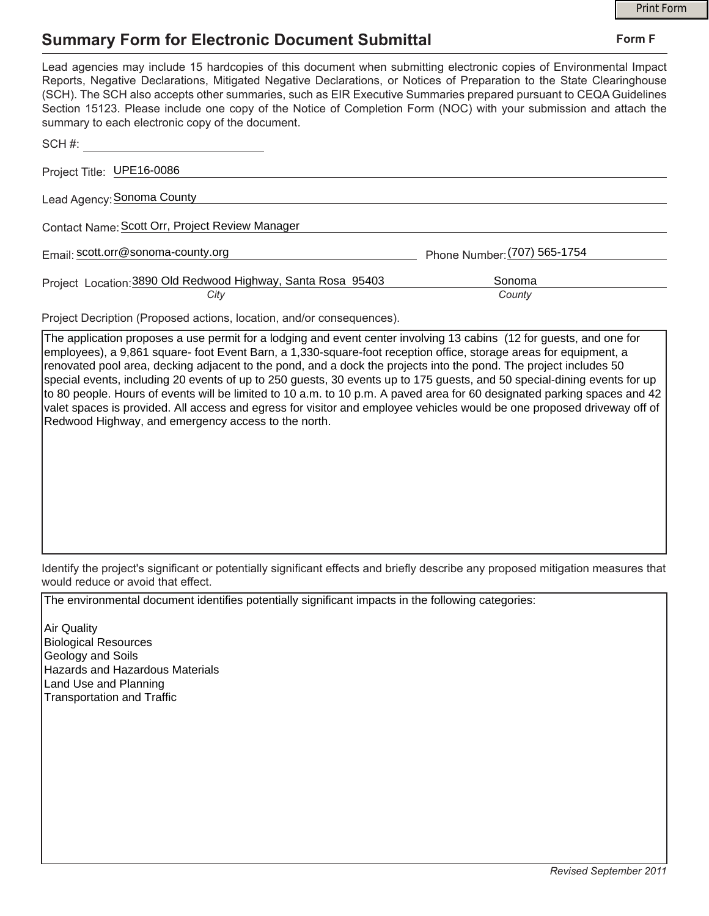# Summary Form for Electronic Document Submittal

**Form F**

Lead agencies may include 15 hardcopies of this document when submitting electronic copies of Environmental Impact Reports, Negative Declarations, Mitigated Negative Declarations, or Notices of Preparation to the State Clearinghouse (SCH). The SCH also accepts other summaries, such as EIR Executive Summaries prepared pursuant to CEQA Guidelines Section 15123. Please include one copy of the Notice of Completion Form (NOC) with your submission and attach the summary to each electronic copy of the document.

SCH #: 

Project Title: UPE16-0086

Lead Agency: Sonoma County

Contact Name: Scott Orr, Project Review Manager

Email: scott.orr@sonoma-county.org

Phone Number: (707) 565-1754

Project Location: 3890 Old Redwood Highway, Santa Rosa 95403 (City) — Sonoma (County)

Project Decription (Proposed actions, location, and/or consequences).

The application proposes a use permit for a lodging and event center involving 13 cabins (12 for guests, and one for employees), a 9,861 square- foot Event Barn, a 1,330-square-foot reception office, storage areas for equipment, a renovated pool area, decking adjacent to the pond, and a dock the projects into the pond. The project includes 50 special events, including 20 events of up to 250 guests, 30 events up to 175 guests, and 50 special-dining events for up to 80 people. Hours of events will be limited to 10 a.m. to 10 p.m. A paved area for 60 designated parking spaces and 42 valet spaces is provided. All access and egress for visitor and employee vehicles would be one proposed driveway off of Redwood Highway, and emergency access to the north.

Identify the project's significant or potentially significant effects and briefly describe any proposed mitigation measures that would reduce or avoid that effect.

The environmental document identifies potentially significant impacts in the following categories:

Air Quality  
Biological Resources  
Geology and Soils  
Hazards and Hazardous Materials  
Land Use and Planning  
Transportation and Traffic

*Revised September 2011*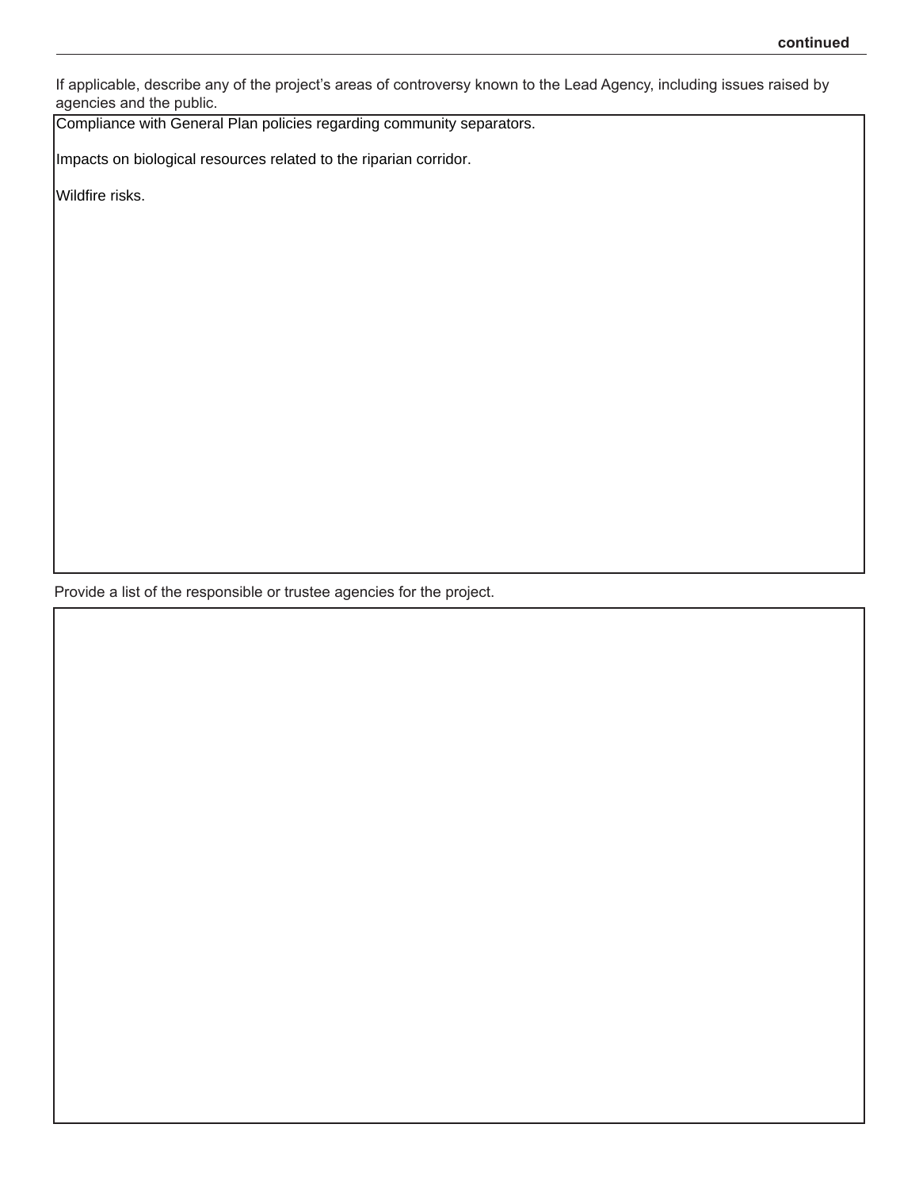If applicable, describe any of the project's areas of controversy known to the Lead Agency, including issues raised by agencies and the public.

Compliance with General Plan policies regarding community separators.

Impacts on biological resources related to the riparian corridor.

Wildfire risks.

Provide a list of the responsible or trustee agencies for the project.